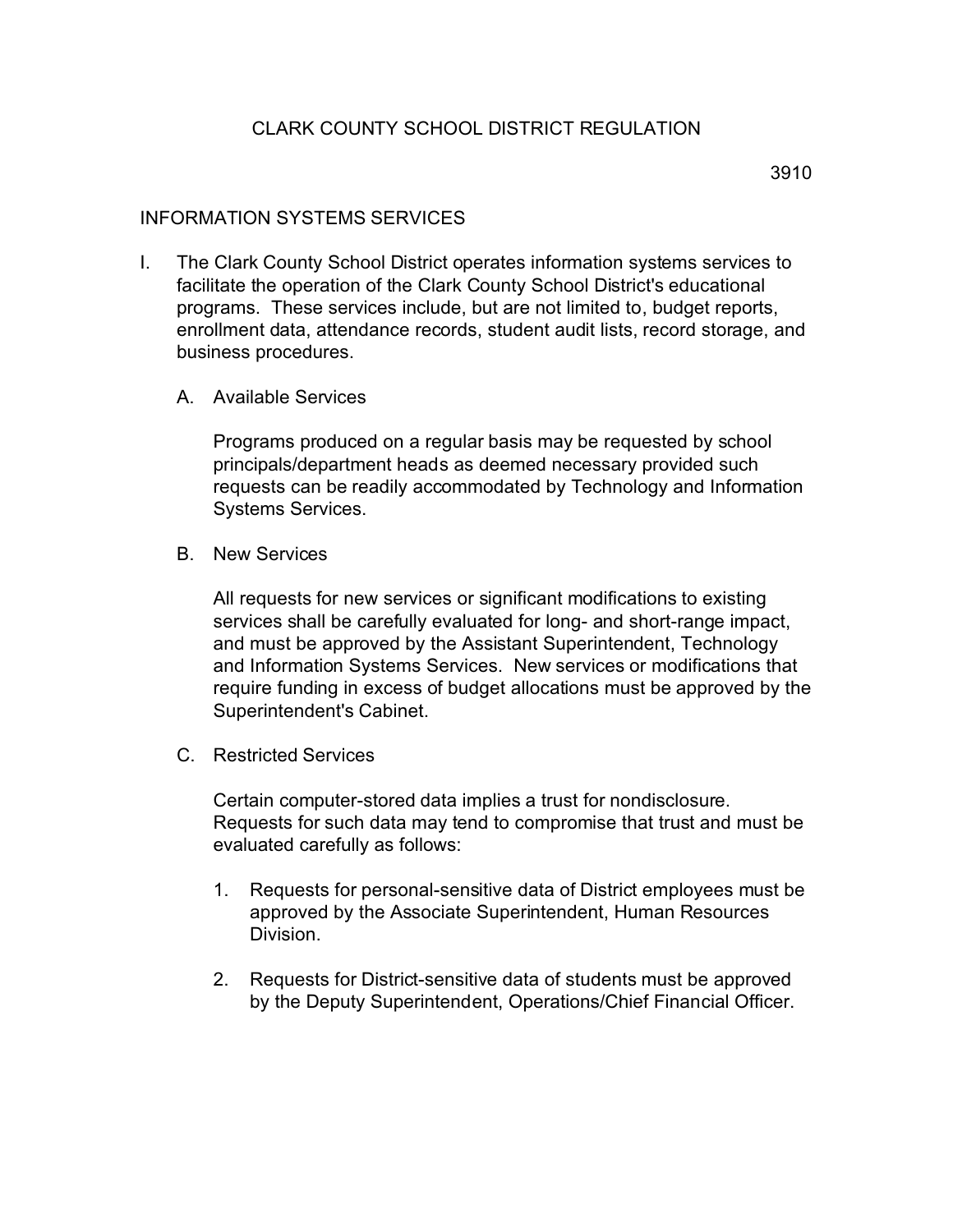# CLARK COUNTY SCHOOL DISTRICT REGULATION

3910

## INFORMATION SYSTEMS SERVICES

I. The Clark County School District operates information systems services to facilitate the operation of the Clark County School District's educational programs. These services include, but are not limited to, budget reports, enrollment data, attendance records, student audit lists, record storage, and business procedures.

   A. Available Services

   Programs produced on a regular basis may be requested by school principals/department heads as deemed necessary provided such requests can be readily accommodated by Technology and Information Systems Services.

   B. New Services

   All requests for new services or significant modifications to existing services shall be carefully evaluated for long- and short-range impact, and must be approved by the Assistant Superintendent, Technology and Information Systems Services. New services or modifications that require funding in excess of budget allocations must be approved by the Superintendent's Cabinet.

   C. Restricted Services

   Certain computer-stored data implies a trust for nondisclosure. Requests for such data may tend to compromise that trust and must be evaluated carefully as follows:

   1. Requests for personal-sensitive data of District employees must be approved by the Associate Superintendent, Human Resources Division.

   2. Requests for District-sensitive data of students must be approved by the Deputy Superintendent, Operations/Chief Financial Officer.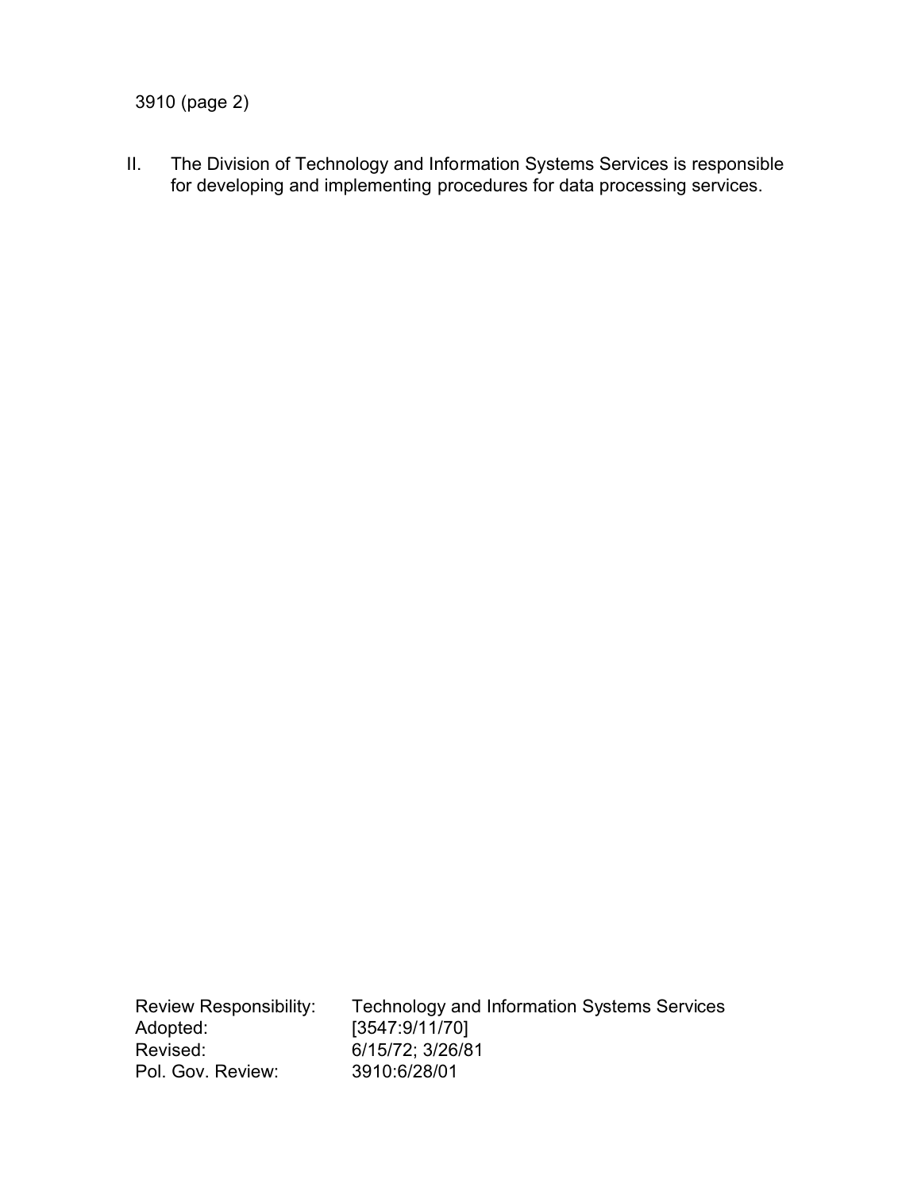II. The Division of Technology and Information Systems Services is responsible for developing and implementing procedures for data processing services.

| | |
|---|---|
| Review Responsibility: | Technology and Information Systems Services |
| Adopted: | [3547:9/11/70] |
| Revised: | 6/15/72; 3/26/81 |
| Pol. Gov. Review: | 3910:6/28/01 |